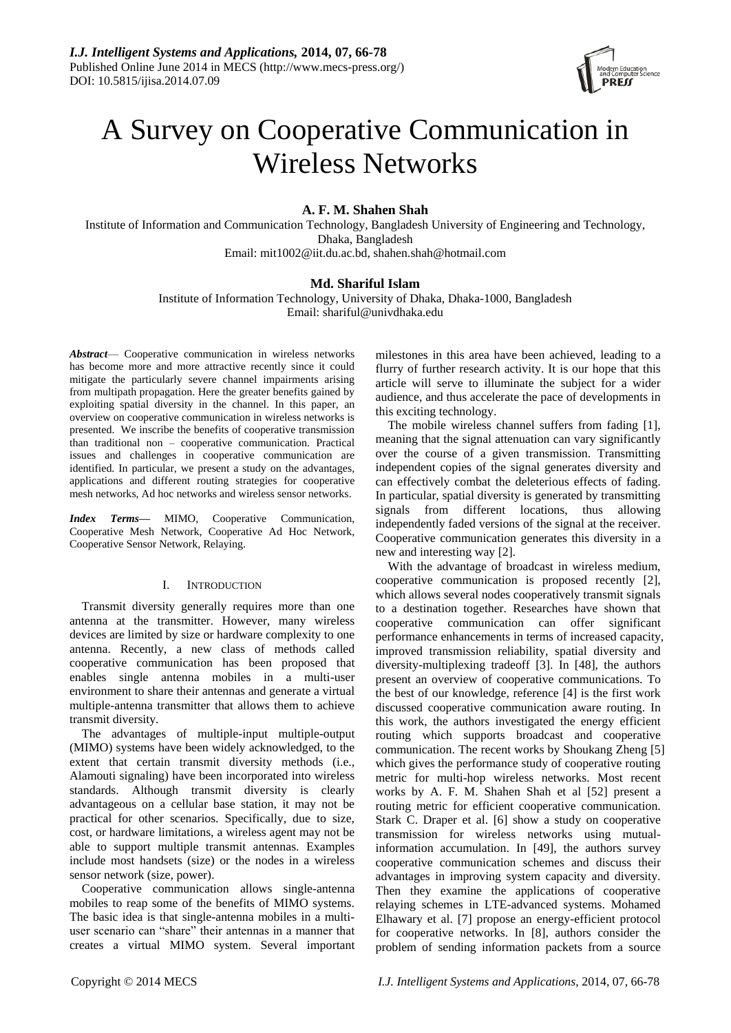# A Survey on Cooperative Communication in Wireless Networks

**A. F. M. Shahen Shah**

Institute of Information and Communication Technology, Bangladesh University of Engineering and Technology, Dhaka, Bangladesh

Email: mit1002@iit.du.ac.bd, shahen.shah@hotmail.com

**Md. Shariful Islam**

Institute of Information Technology, University of Dhaka, Dhaka-1000, Bangladesh

Email: shariful@univdhaka.edu

***Abstract*** — Cooperative communication in wireless networks has become more and more attractive recently since it could mitigate the particularly severe channel impairments arising from multipath propagation. Here the greater benefits gained by exploiting spatial diversity in the channel. In this paper, an overview on cooperative communication in wireless networks is presented. We inscribe the benefits of cooperative transmission than traditional non – cooperative communication. Practical issues and challenges in cooperative communication are identified. In particular, we present a study on the advantages, applications and different routing strategies for cooperative mesh networks, Ad hoc networks and wireless sensor networks.

***Index Terms*** **—** MIMO, Cooperative Communication, Cooperative Mesh Network, Cooperative Ad Hoc Network, Cooperative Sensor Network, Relaying.

## I. Introduction

Transmit diversity generally requires more than one antenna at the transmitter. However, many wireless devices are limited by size or hardware complexity to one antenna. Recently, a new class of methods called cooperative communication has been proposed that enables single antenna mobiles in a multi-user environment to share their antennas and generate a virtual multiple-antenna transmitter that allows them to achieve transmit diversity.

The advantages of multiple-input multiple-output (MIMO) systems have been widely acknowledged, to the extent that certain transmit diversity methods (i.e., Alamouti signaling) have been incorporated into wireless standards. Although transmit diversity is clearly advantageous on a cellular base station, it may not be practical for other scenarios. Specifically, due to size, cost, or hardware limitations, a wireless agent may not be able to support multiple transmit antennas. Examples include most handsets (size) or the nodes in a wireless sensor network (size, power).

Cooperative communication allows single-antenna mobiles to reap some of the benefits of MIMO systems. The basic idea is that single-antenna mobiles in a multi-user scenario can "share" their antennas in a manner that creates a virtual MIMO system. Several important milestones in this area have been achieved, leading to a flurry of further research activity. It is our hope that this article will serve to illuminate the subject for a wider audience, and thus accelerate the pace of developments in this exciting technology.

The mobile wireless channel suffers from fading [1], meaning that the signal attenuation can vary significantly over the course of a given transmission. Transmitting independent copies of the signal generates diversity and can effectively combat the deleterious effects of fading. In particular, spatial diversity is generated by transmitting signals from different locations, thus allowing independently faded versions of the signal at the receiver. Cooperative communication generates this diversity in a new and interesting way [2].

With the advantage of broadcast in wireless medium, cooperative communication is proposed recently [2], which allows several nodes cooperatively transmit signals to a destination together. Researches have shown that cooperative communication can offer significant performance enhancements in terms of increased capacity, improved transmission reliability, spatial diversity and diversity-multiplexing tradeoff [3]. In [48], the authors present an overview of cooperative communications. To the best of our knowledge, reference [4] is the first work discussed cooperative communication aware routing. In this work, the authors investigated the energy efficient routing which supports broadcast and cooperative communication. The recent works by Shoukang Zheng [5] which gives the performance study of cooperative routing metric for multi-hop wireless networks. Most recent works by A. F. M. Shahen Shah et al [52] present a routing metric for efficient cooperative communication. Stark C. Draper et al. [6] show a study on cooperative transmission for wireless networks using mutual-information accumulation. In [49], the authors survey cooperative communication schemes and discuss their advantages in improving system capacity and diversity. Then they examine the applications of cooperative relaying schemes in LTE-advanced systems. Mohamed Elhawary et al. [7] propose an energy-efficient protocol for cooperative networks. In [8], authors consider the problem of sending information packets from a source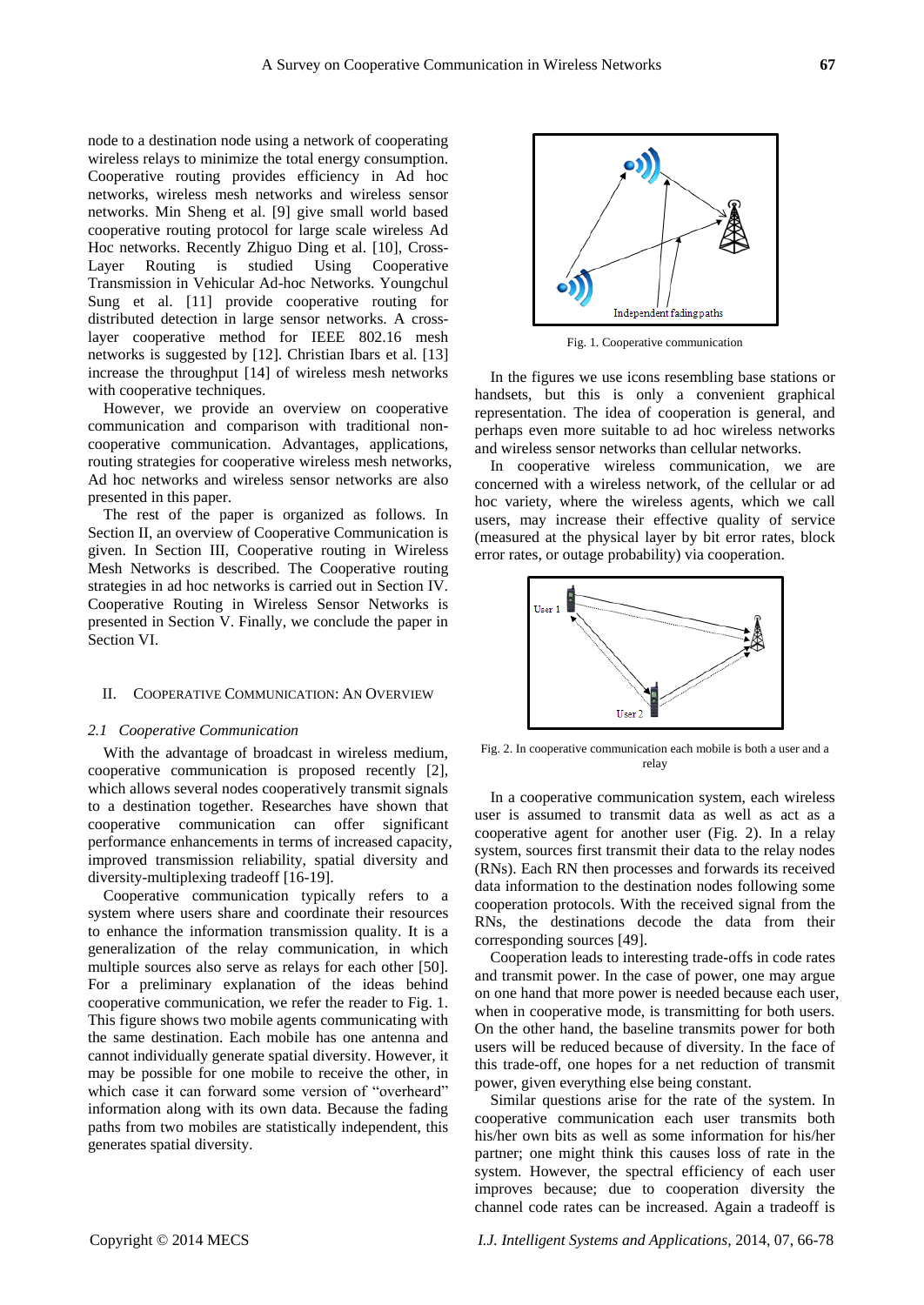node to a destination node using a network of cooperating wireless relays to minimize the total energy consumption. Cooperative routing provides efficiency in Ad hoc networks, wireless mesh networks and wireless sensor networks. Min Sheng et al. [9] give small world based cooperative routing protocol for large scale wireless Ad Hoc networks. Recently Zhiguo Ding et al. [10], Cross-Layer Routing is studied Using Cooperative Transmission in Vehicular Ad-hoc Networks. Youngchul Sung et al. [11] provide cooperative routing for distributed detection in large sensor networks. A cross-layer cooperative method for IEEE 802.16 mesh networks is suggested by [12]. Christian Ibars et al. [13] increase the throughput [14] of wireless mesh networks with cooperative techniques.

However, we provide an overview on cooperative communication and comparison with traditional non-cooperative communication. Advantages, applications, routing strategies for cooperative wireless mesh networks, Ad hoc networks and wireless sensor networks are also presented in this paper.

The rest of the paper is organized as follows. In Section II, an overview of Cooperative Communication is given. In Section III, Cooperative routing in Wireless Mesh Networks is described. The Cooperative routing strategies in ad hoc networks is carried out in Section IV. Cooperative Routing in Wireless Sensor Networks is presented in Section V. Finally, we conclude the paper in Section VI.

## II. Cooperative Communication: An Overview

### *2.1 Cooperative Communication*

With the advantage of broadcast in wireless medium, cooperative communication is proposed recently [2], which allows several nodes cooperatively transmit signals to a destination node together. Researches have shown that cooperative communication can offer significant performance enhancements in terms of increased capacity, improved transmission reliability, spatial diversity and diversity-multiplexing tradeoff [16-19].

Cooperative communication typically refers to a system where users share and coordinate their resources to enhance the information transmission quality. It is a generalization of the relay communication, in which multiple sources also serve as relays for each other [50]. For a preliminary explanation of the ideas behind cooperative communication, we refer the reader to Fig. 1. This figure shows two mobile agents communicating with the same destination. Each mobile has one antenna and cannot individually generate spatial diversity. However, it may be possible for one mobile to receive the other, in which case it can forward some version of "overheard" information along with its own data. Because the fading paths from two mobiles are statistically independent, this generates spatial diversity.

Independent fading paths

Fig. 1. Cooperative communication

In the figures we use icons resembling base stations or handsets, but this is only a convenient graphical representation. The idea of cooperation is general, and perhaps even more suitable to ad hoc wireless networks and wireless sensor networks than cellular networks.

In cooperative wireless communication, we are concerned with a wireless network, of the cellular or ad hoc variety, where the wireless agents, which we call users, may increase their effective quality of service (measured at the physical layer by bit error rates, block error rates, or outage probability) via cooperation.

User 1

User 2

Fig. 2. In cooperative communication each mobile is both a user and a relay

In a cooperative communication system, each wireless user is assumed to transmit data as well as act as a cooperative agent for another user (Fig. 2). In a relay system, sources first transmit their data to the relay nodes (RNs). Each RN then processes and forwards its received data information to the destination nodes following some cooperation protocols. With the received signal from the RNs, the destinations decode the data from their corresponding sources [49].

Cooperation leads to interesting trade-offs in code rates and transmit power. In the case of power, one may argue on one hand that more power is needed because each user, when in cooperative mode, is transmitting for both users. On the other hand, the baseline transmits power for both users will be reduced because of diversity. In the face of this trade-off, one hopes for a net reduction of transmit power, given everything else being constant.

Similar questions arise for the rate of the system. In cooperative communication each user transmits both his/her own bits as well as some information for his/her partner; one might think this causes loss of rate in the system. However, the spectral efficiency of each user improves because; due to cooperation diversity the channel code rates can be increased. Again a tradeoff is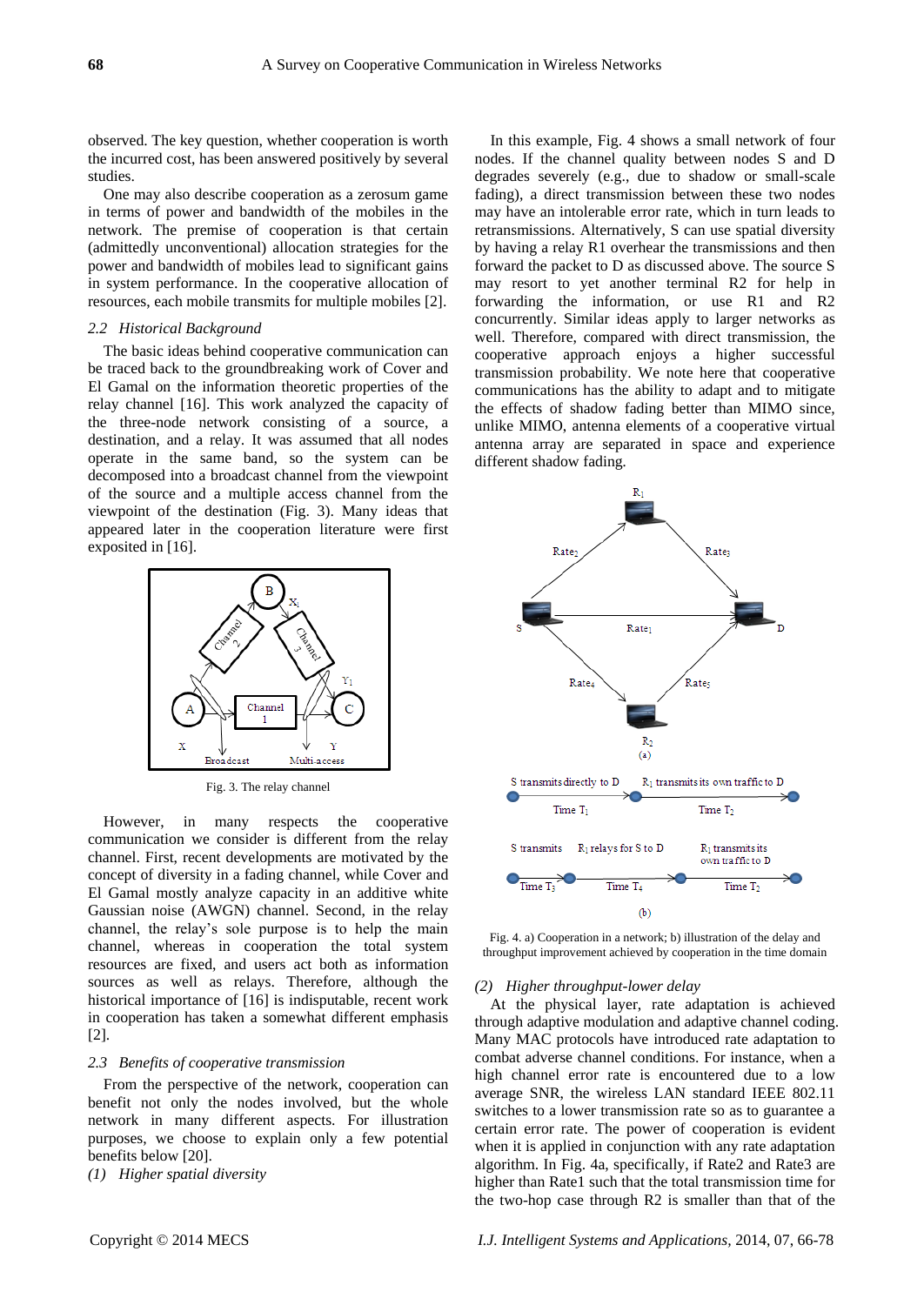observed. The key question, whether cooperation is worth the incurred cost, has been answered positively by several studies.

One may also describe cooperation as a zerosum game in terms of power and bandwidth of the mobiles in the network. The premise of cooperation is that certain (admittedly unconventional) allocation strategies for the power and bandwidth of mobiles lead to significant gains in system performance. In the cooperative allocation of resources, each mobile transmits for multiple mobiles [2].

### 2.2 Historical Background

The basic ideas behind cooperative communication can be traced back to the groundbreaking work of Cover and El Gamal on the information theoretic properties of the relay channel [16]. This work analyzed the capacity of the three-node network consisting of a source, a destination, and a relay. It was assumed that all nodes operate in the same band, so the system can be decomposed into a broadcast channel from the viewpoint of the source and a multiple access channel from the viewpoint of the destination (Fig. 3). Many ideas that appeared later in the cooperation literature were first exposited in [16].

Fig. 3. The relay channel

However, in many respects the cooperative communication we consider is different from the relay channel. First, recent developments are motivated by the concept of diversity in a fading channel, while Cover and El Gamal mostly analyze capacity in an additive white Gaussian noise (AWGN) channel. Second, in the relay channel, the relay's sole purpose is to help the main channel, whereas in cooperation the total system resources are fixed, and users act both as information sources as well as relays. Therefore, although the historical importance of [16] is indisputable, recent work in cooperation has taken a somewhat different emphasis [2].

### 2.3 Benefits of cooperative transmission

From the perspective of the network, cooperation can benefit not only the nodes involved, but the whole network in many different aspects. For illustration purposes, we choose to explain only a few potential benefits below [20].

*(1) Higher spatial diversity*

In this example, Fig. 4 shows a small network of four nodes. If the channel quality between nodes S and D degrades severely (e.g., due to shadow or small-scale fading), a direct transmission between these two nodes may have an intolerable error rate, which in turn leads to retransmissions. Alternatively, S can use spatial diversity by having a relay R1 overhear the transmissions and then forward the packet to D as discussed above. The source S may resort to yet another terminal R2 for help in forwarding the information, or use R1 and R2 concurrently. Similar ideas apply to larger networks as well. Therefore, compared with direct transmission, the cooperative approach enjoys a higher successful transmission probability. We note here that cooperative communications has the ability to adapt and to mitigate the effects of shadow fading better than MIMO since, unlike MIMO, antenna elements of a cooperative virtual antenna array are separated in space and experience different shadow fading.

Fig. 4. a) Cooperation in a network; b) illustration of the delay and throughput improvement achieved by cooperation in the time domain

*(2) Higher throughput-lower delay*

At the physical layer, rate adaptation is achieved through adaptive modulation and adaptive channel coding. Many MAC protocols have introduced rate adaptation to combat adverse channel conditions. For instance, when a high channel error rate is encountered due to a low average SNR, the wireless LAN standard IEEE 802.11 switches to a lower transmission rate so as to guarantee a certain error rate. The power of cooperation is evident when it is applied in conjunction with any rate adaptation algorithm. In Fig. 4a, specifically, if Rate2 and Rate3 are higher than Rate1 such that the total transmission time for the two-hop case through R2 is smaller than that of the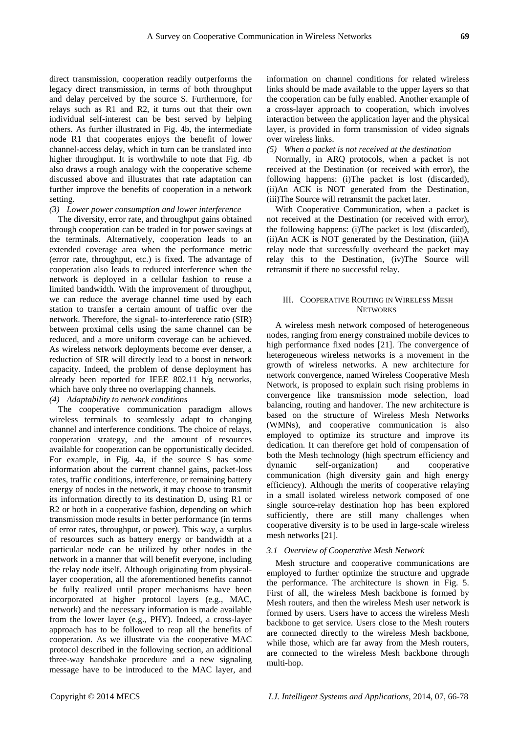direct transmission, cooperation readily outperforms the legacy direct transmission, in terms of both throughput and delay perceived by the source S. Furthermore, for relays such as R1 and R2, it turns out that their own individual self-interest can be best served by helping others. As further illustrated in Fig. 4b, the intermediate node R1 that cooperates enjoys the benefit of lower channel-access delay, which in turn can be translated into higher throughput. It is worthwhile to note that Fig. 4b also draws a rough analogy with the cooperative scheme discussed above and illustrates that rate adaptation can further improve the benefits of cooperation in a network setting.

*(3) Lower power consumption and lower interference*

The diversity, error rate, and throughput gains obtained through cooperation can be traded in for power savings at the terminals. Alternatively, cooperation leads to an extended coverage area when the performance metric (error rate, throughput, etc.) is fixed. The advantage of cooperation also leads to reduced interference when the network is deployed in a cellular fashion to reuse a limited bandwidth. With the improvement of throughput, we can reduce the average channel time used by each station to transfer a certain amount of traffic over the network. Therefore, the signal- to-interference ratio (SIR) between proximal cells using the same channel can be reduced, and a more uniform coverage can be achieved. As wireless network deployments become ever denser, a reduction of SIR will directly lead to a boost in network capacity. Indeed, the problem of dense deployment has already been reported for IEEE 802.11 b/g networks, which have only three no overlapping channels.

*(4) Adaptability to network conditions*

The cooperative communication paradigm allows wireless terminals to seamlessly adapt to changing channel and interference conditions. The choice of relays, cooperation strategy, and the amount of resources available for cooperation can be opportunistically decided. For example, in Fig. 4a, if the source S has some information about the current channel gains, packet-loss rates, traffic conditions, interference, or remaining battery energy of nodes in the network, it may choose to transmit its information directly to its destination D, using R1 or R2 or both in a cooperative fashion, depending on which transmission mode results in better performance (in terms of error rates, throughput, or power). This way, a surplus of resources such as battery energy or bandwidth at a particular node can be utilized by other nodes in the network in a manner that will benefit everyone, including the relay node itself. Although originating from physical-layer cooperation, all the aforementioned benefits cannot be fully realized until proper mechanisms have been incorporated at higher protocol layers (e.g., MAC, network) and the necessary information is made available from the lower layer (e.g., PHY). Indeed, a cross-layer approach has to be followed to reap all the benefits of cooperation. As we illustrate via the cooperative MAC protocol described in the following section, an additional three-way handshake procedure and a new signaling message have to be introduced to the MAC layer, and information on channel conditions for related wireless links should be made available to the upper layers so that the cooperation can be fully enabled. Another example of a cross-layer approach to cooperation, which involves interaction between the application layer and the physical layer, is provided in form transmission of video signals over wireless links.

*(5) When a packet is not received at the destination*

Normally, in ARQ protocols, when a packet is not received at the Destination (or received with error), the following happens: (i)The packet is lost (discarded), (ii)An ACK is NOT generated from the Destination, (iii)The Source will retransmit the packet later.

With Cooperative Communication, when a packet is not received at the Destination (or received with error), the following happens: (i)The packet is lost (discarded), (ii)An ACK is NOT generated by the Destination, (iii)A relay node that successfully overheard the packet may relay this to the Destination, (iv)The Source will retransmit if there no successful relay.

## III. Cooperative Routing in Wireless Mesh Networks

A wireless mesh network composed of heterogeneous nodes, ranging from energy constrained mobile devices to high performance fixed nodes [21]. The convergence of heterogeneous wireless networks is a movement in the growth of wireless networks. A new architecture for network convergence, named Wireless Cooperative Mesh Network, is proposed to explain such rising problems in convergence like transmission mode selection, load balancing, routing and handover. The new architecture is based on the structure of Wireless Mesh Networks (WMNs), and cooperative communication is also employed to optimize its structure and improve its dedication. It can therefore get hold of compensation of both the Mesh technology (high spectrum efficiency and dynamic self-organization) and cooperative communication (high diversity gain and high energy efficiency). Although the merits of cooperative relaying in a small isolated wireless network composed of one single source-relay destination hop has been explored sufficiently, there are still many challenges when cooperative diversity is to be used in large-scale wireless mesh networks [21].

### *3.1 Overview of Cooperative Mesh Network*

Mesh structure and cooperative communications are employed to further optimize the structure and upgrade the performance. The architecture is shown in Fig. 5. First of all, the wireless Mesh backbone is formed by Mesh routers, and then the wireless Mesh user network is formed by users. Users have to access the wireless Mesh backbone to get service. Users close to the Mesh routers are connected directly to the wireless Mesh backbone, while those, which are far away from the Mesh routers, are connected to the wireless Mesh backbone through multi-hop.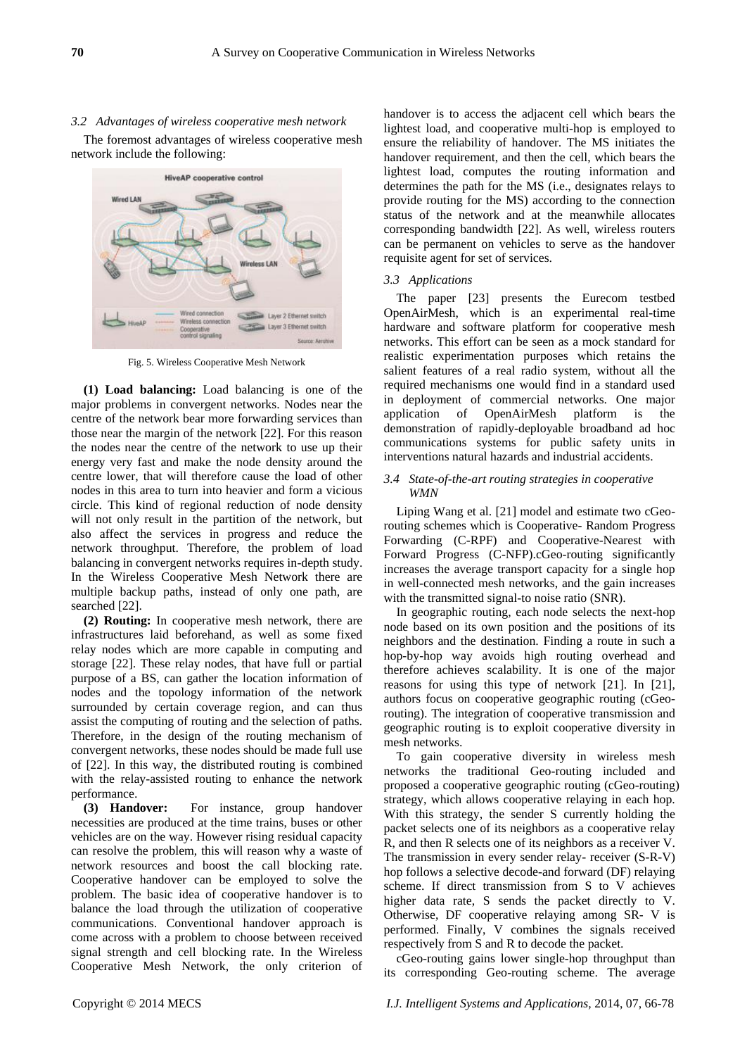### 3.2 Advantages of wireless cooperative mesh network

The foremost advantages of wireless cooperative mesh network include the following:

Fig. 5. Wireless Cooperative Mesh Network

**(1) Load balancing:** Load balancing is one of the major problems in convergent networks. Nodes near the centre of the network bear more forwarding services than those near the margin of the network [22]. For this reason the nodes near the centre of the network to use up their energy very fast and make the node density around the centre lower, that will therefore cause the load of other nodes in this area to turn into heavier and form a vicious circle. This kind of regional reduction of node density will not only result in the partition of the network, but also affect the services in progress and reduce the network throughput. Therefore, the problem of load balancing in convergent networks requires in-depth study. In the Wireless Cooperative Mesh Network there are multiple backup paths, instead of only one path, are searched [22].

**(2) Routing:** In cooperative mesh network, there are infrastructures laid beforehand, as well as some fixed relay nodes which are more capable in computing and storage [22]. These relay nodes, that have full or partial purpose of a BS, can gather the location information of nodes and the topology information of the network surrounded by certain coverage region, and can thus assist the computing of routing and the selection of paths. Therefore, in the design of the routing mechanism of convergent networks, these nodes should be made full use of [22]. In this way, the distributed routing is combined with the relay-assisted routing to enhance the network performance.

**(3) Handover:** For instance, group handover necessities are produced at the time trains, buses or other vehicles are on the way. However rising residual capacity can resolve the problem, this will reason why a waste of network resources and boost the call blocking rate. Cooperative handover can be employed to solve the problem. The basic idea of cooperative handover is to balance the load through the utilization of cooperative communications. Conventional handover approach is come across with a problem to choose between received signal strength and cell blocking rate. In the Wireless Cooperative Mesh Network, the only criterion of handover is to access the adjacent cell which bears the lightest load, and cooperative multi-hop is employed to ensure the reliability of handover. The MS initiates the handover requirement, and then the cell, which bears the lightest load, computes the routing information and determines the path for the MS (i.e., designates relays to provide routing for the MS) according to the connection status of the network and at the meanwhile allocates corresponding bandwidth [22]. As well, wireless routers can be permanent on vehicles to serve as the handover requisite agent for set of services.

### 3.3 Applications

The paper [23] presents the Eurecom testbed OpenAirMesh, which is an experimental real-time hardware and software platform for cooperative mesh networks. This effort can be seen as a mock standard for realistic experimentation purposes which retains the salient features of a real radio system, without all the required mechanisms one would find in a standard used in deployment of commercial networks. One major application of OpenAirMesh platform is the demonstration of rapidly-deployable broadband ad hoc communications systems for public safety units in interventions natural hazards and industrial accidents.

### 3.4 State-of-the-art routing strategies in cooperative WMN

Liping Wang et al. [21] model and estimate two cGeo-routing schemes which is Cooperative- Random Progress Forwarding (C-RPF) and Cooperative-Nearest with Forward Progress (C-NFP).cGeo-routing significantly increases the average transport capacity for a single hop in well-connected mesh networks, and the gain increases with the transmitted signal-to noise ratio (SNR).

In geographic routing, each node selects the next-hop node based on its own position and the positions of its neighbors and the destination. Finding a route in such a hop-by-hop way avoids high routing overhead and therefore achieves scalability. It is one of the major reasons for using this type of network [21]. In [21], authors focus on cooperative geographic routing (cGeo-routing). The integration of cooperative transmission and geographic routing is to exploit cooperative diversity in mesh networks.

To gain cooperative diversity in wireless mesh networks the traditional Geo-routing included and proposed a cooperative geographic routing (cGeo-routing) strategy, which allows cooperative relaying in each hop. With this strategy, the sender S currently holding the packet selects one of its neighbors as a cooperative relay R, and then R selects one of its neighbors as a receiver V. The transmission in every sender relay- receiver (S-R-V) hop follows a selective decode-and forward (DF) relaying scheme. If direct transmission from S to V achieves higher data rate, S sends the packet directly to V. Otherwise, DF cooperative relaying among SR- V is performed. Finally, V combines the signals received respectively from S and R to decode the packet.

cGeo-routing gains lower single-hop throughput than its corresponding Geo-routing scheme. The average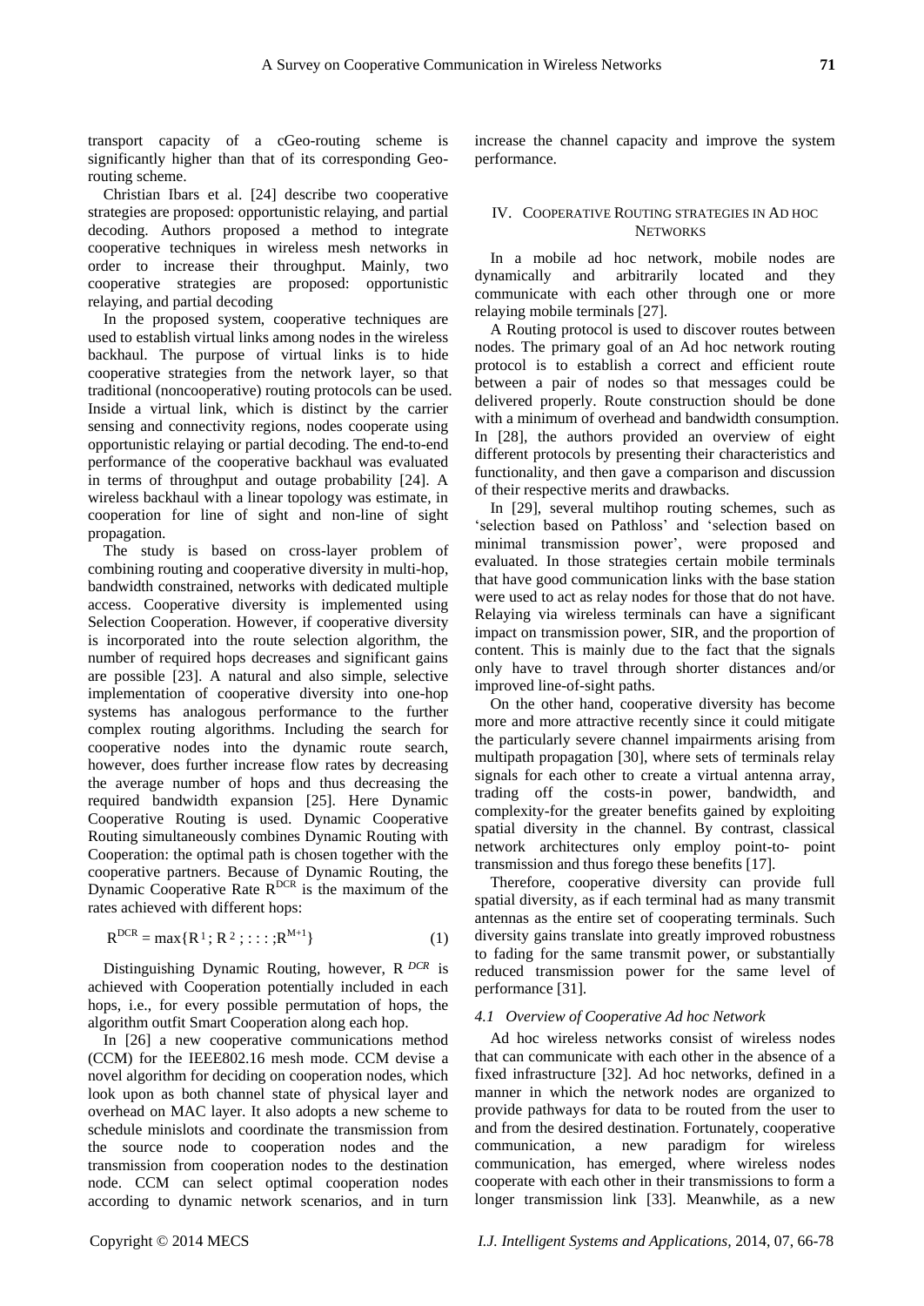transport capacity of a cGeo-routing scheme is significantly higher than that of its corresponding Geo-routing scheme.

Christian Ibars et al. [24] describe two cooperative strategies are proposed: opportunistic relaying, and partial decoding. Authors proposed a method to integrate cooperative techniques in wireless mesh networks in order to increase their throughput. Mainly, two cooperative strategies are proposed: opportunistic relaying, and partial decoding

In the proposed system, cooperative techniques are used to establish virtual links among nodes in the wireless backhaul. The purpose of virtual links is to hide cooperative strategies from the network layer, so that traditional (noncooperative) routing protocols can be used. Inside a virtual link, which is distinct by the carrier sensing and connectivity regions, nodes cooperate using opportunistic relaying or partial decoding. The end-to-end performance of the cooperative backhaul was evaluated in terms of throughput and outage probability [24]. A wireless backhaul with a linear topology was estimate, in cooperation for line of sight and non-line of sight propagation.

The study is based on cross-layer problem of combining routing and cooperative diversity in multi-hop, bandwidth constrained, networks with dedicated multiple access. Cooperative diversity is implemented using Selection Cooperation. However, if cooperative diversity is incorporated into the route selection algorithm, the number of required hops decreases and significant gains are possible [23]. A natural and also simple, selective implementation of cooperative diversity into one-hop systems has analogous performance to the further complex routing algorithms. Including the search for cooperative nodes into the dynamic route search, however, does further increase flow rates by decreasing the average number of hops and thus decreasing the required bandwidth expansion [25]. Here Dynamic Cooperative Routing is used. Dynamic Cooperative Routing simultaneously combines Dynamic Routing with Cooperation: the optimal path is chosen together with the cooperative partners. Because of Dynamic Routing, the Dynamic Cooperative Rate $R^{DCR}$ is the maximum of the rates achieved with different hops:

$$R^{DCR} = \max\{R^1; R^2; : : : ; R^{M+1}\} \quad (1)$$

Distinguishing Dynamic Routing, however, $R^{DCR}$ is achieved with Cooperation potentially included in each hops, i.e., for every possible permutation of hops, the algorithm outfit Smart Cooperation along each hop.

In [26] a new cooperative communications method (CCM) for the IEEE802.16 mesh mode. CCM devise a novel algorithm for deciding on cooperation nodes, which look upon as both channel state of physical layer and overhead on MAC layer. It also adopts a new scheme to schedule minislots and coordinate the transmission from the source node to cooperation nodes and the transmission from cooperation nodes to the destination node. CCM can select optimal cooperation nodes according to dynamic network scenarios, and in turn increase the channel capacity and improve the system performance.

## IV. Cooperative Routing strategies in Ad hoc Networks

In a mobile ad hoc network, mobile nodes are dynamically and arbitrarily located and they communicate with each other through one or more relaying mobile terminals [27].

A Routing protocol is used to discover routes between nodes. The primary goal of an Ad hoc network routing protocol is to establish a correct and efficient route between a pair of nodes so that messages could be delivered properly. Route construction should be done with a minimum of overhead and bandwidth consumption. In [28], the authors provided an overview of eight different protocols by presenting their characteristics and functionality, and then gave a comparison and discussion of their respective merits and drawbacks.

In [29], several multihop routing schemes, such as 'selection based on Pathloss' and 'selection based on minimal transmission power', were proposed and evaluated. In those strategies certain mobile terminals that have good communication links with the base station were used to act as relay nodes for those that do not have. Relaying via wireless terminals can have a significant impact on transmission power, SIR, and the proportion of content. This is mainly due to the fact that the signals only have to travel through shorter distances and/or improved line-of-sight paths.

On the other hand, cooperative diversity has become more and more attractive recently since it could mitigate the particularly severe channel impairments arising from multipath propagation [30], where sets of terminals relay signals for each other to create a virtual antenna array, trading off the costs-in power, bandwidth, and complexity-for the greater benefits gained by exploiting spatial diversity in the channel. By contrast, classical network architectures only employ point-to- point transmission and thus forego these benefits [17].

Therefore, cooperative diversity can provide full spatial diversity, as if each terminal had as many transmit antennas as the entire set of cooperating terminals. Such diversity gains translate into greatly improved robustness to fading for the same transmit power, or substantially reduced transmission power for the same level of performance [31].

### *4.1 Overview of Cooperative Ad hoc Network*

Ad hoc wireless networks consist of wireless nodes that can communicate with each other in the absence of a fixed infrastructure [32]. Ad hoc networks, defined in a manner in which the network nodes are organized to provide pathways for data to be routed from the user to and from the desired destination. Fortunately, cooperative communication, a new paradigm for wireless communication, has emerged, where wireless nodes cooperate with each other in their transmissions to form a longer transmission link [33]. Meanwhile, as a new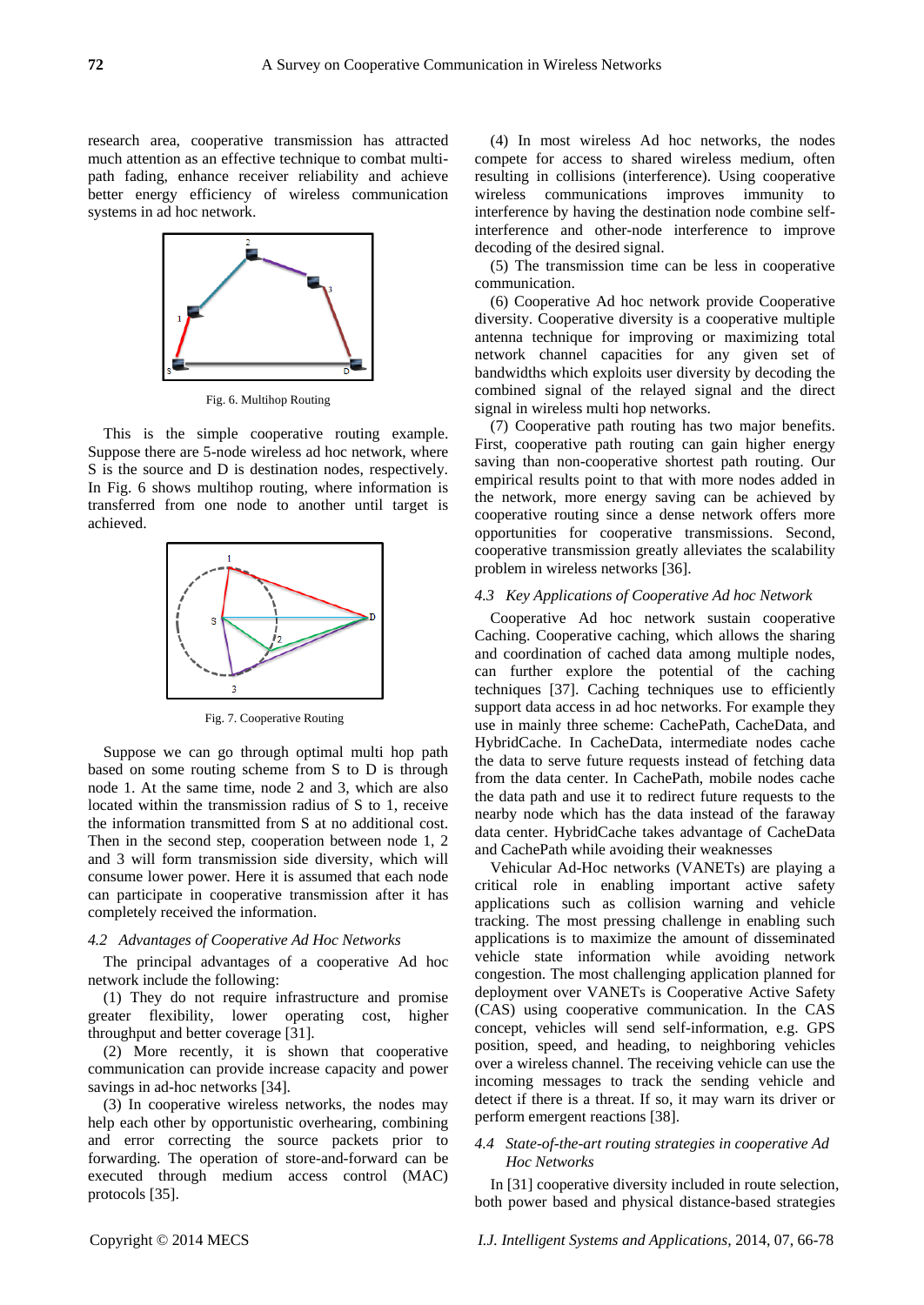research area, cooperative transmission has attracted much attention as an effective technique to combat multi-path fading, enhance receiver reliability and achieve better energy efficiency of wireless communication systems in ad hoc network.

Fig. 6. Multihop Routing

This is the simple cooperative routing example. Suppose there are 5-node wireless ad hoc network, where S is the source and D is destination nodes, respectively. In Fig. 6 shows multihop routing, where information is transferred from one node to another until target is achieved.

Fig. 7. Cooperative Routing

Suppose we can go through optimal multi hop path based on some routing scheme from S to D is through node 1. At the same time, node 2 and 3, which are also located within the transmission radius of S to 1, receive the information transmitted from S at no additional cost. Then in the second step, cooperation between node 1, 2 and 3 will form transmission side diversity, which will consume lower power. Here it is assumed that each node can participate in cooperative transmission after it has completely received the information.

### 4.2 *Advantages of Cooperative Ad Hoc Networks*

The principal advantages of a cooperative Ad hoc network include the following:

(1) They do not require infrastructure and promise greater flexibility, lower operating cost, higher throughput and better coverage [31].

(2) More recently, it is shown that cooperative communication can provide increase capacity and power savings in ad-hoc networks [34].

(3) In cooperative wireless networks, the nodes may help each other by opportunistic overhearing, combining and error correcting the source packets prior to forwarding. The operation of store-and-forward can be executed through medium access control (MAC) protocols [35].

(4) In most wireless Ad hoc networks, the nodes compete for access to shared wireless medium, often resulting in collisions (interference). Using cooperative wireless communications improves immunity to interference by having the destination node combine self-interference and other-node interference to improve decoding of the desired signal.

(5) The transmission time can be less in cooperative communication.

(6) Cooperative Ad hoc network provide Cooperative diversity. Cooperative diversity is a cooperative multiple antenna technique for improving or maximizing total network channel capacities for any given set of bandwidths which exploits user diversity by decoding the combined signal of the relayed signal and the direct signal in wireless multi hop networks.

(7) Cooperative path routing has two major benefits. First, cooperative path routing can gain higher energy saving than non-cooperative shortest path routing. Our empirical results point to that with more nodes added in the network, more energy saving can be achieved by cooperative routing since a dense network offers more opportunities for cooperative transmissions. Second, cooperative transmission greatly alleviates the scalability problem in wireless networks [36].

### 4.3 *Key Applications of Cooperative Ad hoc Network*

Cooperative Ad hoc network sustain cooperative Caching. Cooperative caching, which allows the sharing and coordination of cached data among multiple nodes, can further explore the potential of the caching techniques [37]. Caching techniques use to efficiently support data access in ad hoc networks. For example they use in mainly three scheme: CachePath, CacheData, and HybridCache. In CacheData, intermediate nodes cache the data to serve future requests instead of fetching data from the data center. In CachePath, mobile nodes cache the data path and use it to redirect future requests to the nearby node which has the data instead of the faraway data center. HybridCache takes advantage of CacheData and CachePath while avoiding their weaknesses

Vehicular Ad-Hoc networks (VANETs) are playing a critical role in enabling important active safety applications such as collision warning and vehicle tracking. The most pressing challenge in enabling such applications is to maximize the amount of disseminated vehicle state information while avoiding network congestion. The most challenging application planned for deployment over VANETs is Cooperative Active Safety (CAS) using cooperative communication. In the CAS concept, vehicles will send self-information, e.g. GPS position, speed, and heading, to neighboring vehicles over a wireless channel. The receiving vehicle can use the incoming messages to track the sending vehicle and detect if there is a threat. If so, it may warn its driver or perform emergent reactions [38].

### 4.4 *State-of-the-art routing strategies in cooperative Ad Hoc Networks*

In [31] cooperative diversity included in route selection, both power based and physical distance-based strategies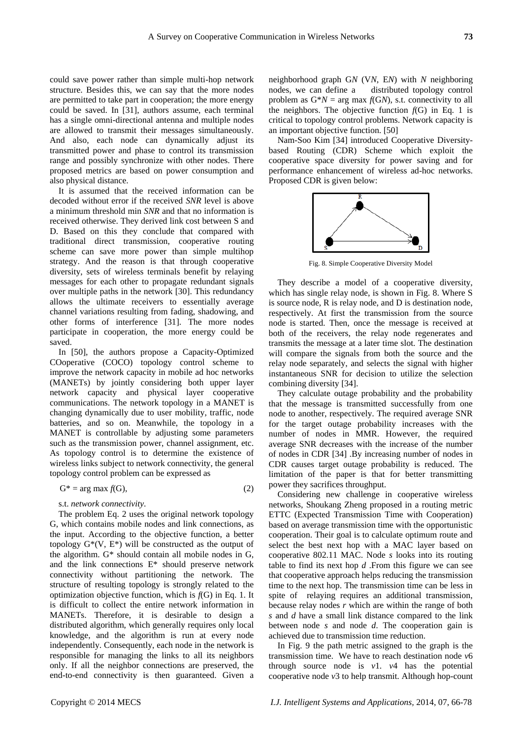could save power rather than simple multi-hop network structure. Besides this, we can say that the more nodes are permitted to take part in cooperation; the more energy could be saved. In [31], authors assume, each terminal has a single omni-directional antenna and multiple nodes are allowed to transmit their messages simultaneously. And also, each node can dynamically adjust its transmitted power and phase to control its transmission range and possibly synchronize with other nodes. There proposed metrics are based on power consumption and also physical distance.

It is assumed that the received information can be decoded without error if the received *SNR* level is above a minimum threshold min *SNR* and that no information is received otherwise. They derived link cost between S and D. Based on this they conclude that compared with traditional direct transmission, cooperative routing scheme can save more power than simple multihop strategy. And the reason is that through cooperative diversity, sets of wireless terminals benefit by relaying messages for each other to propagate redundant signals over multiple paths in the network [30]. This redundancy allows the ultimate receivers to essentially average channel variations resulting from fading, shadowing, and other forms of interference [31]. The more nodes participate in cooperation, the more energy could be saved.

In [50], the authors propose a Capacity-Optimized COoperative (COCO) topology control scheme to improve the network capacity in mobile ad hoc networks (MANETs) by jointly considering both upper layer network capacity and physical layer cooperative communications. The network topology in a MANET is changing dynamically due to user mobility, traffic, node batteries, and so on. Meanwhile, the topology in a MANET is controllable by adjusting some parameters such as the transmission power, channel assignment, etc. As topology control is to determine the existence of wireless links subject to network connectivity, the general topology control problem can be expressed as

$$G^* = \arg\max f(G), \tag{2}$$

s.t. *network connectivity*.

The problem Eq. 2 uses the original network topology G, which contains mobile nodes and link connections, as the input. According to the objective function, a better topology $G^*(V, E^*)$ will be constructed as the output of the algorithm. $G^*$ should contain all mobile nodes in G, and the link connections $E^*$ should preserve network connectivity without partitioning the network. The structure of resulting topology is strongly related to the optimization objective function, which is $f(G)$ in Eq. 1. It is difficult to collect the entire network information in MANETs. Therefore, it is desirable to design a distributed algorithm, which generally requires only local knowledge, and the algorithm is run at every node independently. Consequently, each node in the network is responsible for managing the links to all its neighbors only. If all the neighbor connections are preserved, the end-to-end connectivity is then guaranteed. Given a neighborhood graph $G_N$ ($V_N$, $E_N$) with $N$ neighboring nodes, we can define a distributed topology control problem as $G^*_N = \arg\max f(G_N)$, s.t. connectivity to all the neighbors. The objective function $f(G)$ in Eq. 1 is critical to topology control problems. Network capacity is an important objective function. [50]

Nam-Soo Kim [34] introduced Cooperative Diversity-based Routing (CDR) Scheme which exploit the cooperative space diversity for power saving and for performance enhancement of wireless ad-hoc networks. Proposed CDR is given below:

Fig. 8. Simple Cooperative Diversity Model

They describe a model of a cooperative diversity, which has single relay node, is shown in Fig. 8. Where S is source node, R is relay node, and D is destination node, respectively. At first the transmission from the source node is started. Then, once the message is received at both of the receivers, the relay node regenerates and transmits the message at a later time slot. The destination will compare the signals from both the source and the relay node separately, and selects the signal with higher instantaneous SNR for decision to utilize the selection combining diversity [34].

They calculate outage probability and the probability that the message is transmitted successfully from one node to another, respectively. The required average SNR for the target outage probability increases with the number of nodes in MMR. However, the required average SNR decreases with the increase of the number of nodes in CDR [34] .By increasing number of nodes in CDR causes target outage probability is reduced. The limitation of the paper is that for better transmitting power they sacrifices throughput.

Considering new challenge in cooperative wireless networks, Shoukang Zheng proposed in a routing metric ETTC (Expected Transmission Time with Cooperation) based on average transmission time with the opportunistic cooperation. Their goal is to calculate optimum route and select the best next hop with a MAC layer based on cooperative 802.11 MAC. Node *s* looks into its routing table to find its next hop *d* .From this figure we can see that cooperative approach helps reducing the transmission time to the next hop. The transmission time can be less in spite of relaying requires an additional transmission, because relay nodes *r* which are within the range of both *s* and *d* have a small link distance compared to the link between node *s* and node *d*. The cooperation gain is achieved due to transmission time reduction.

In Fig. 9 the path metric assigned to the graph is the transmission time. We have to reach destination node $v6$ through source node is $v1$. $v4$ has the potential cooperative node $v3$ to help transmit. Although hop-count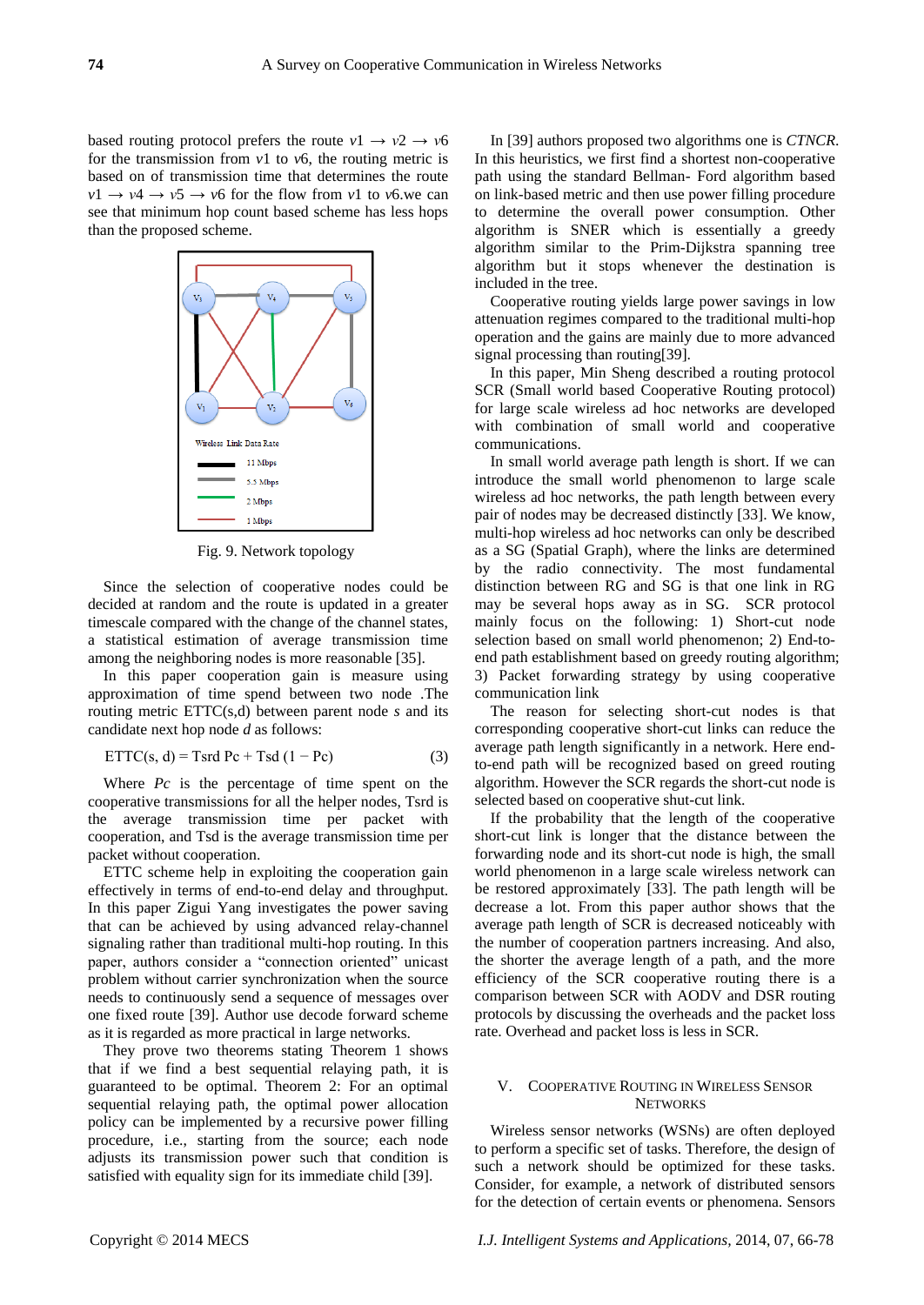based routing protocol prefers the route $v1 \rightarrow v2 \rightarrow v6$ for the transmission from $v1$ to $v6$, the routing metric is based on of transmission time that determines the route $v1 \rightarrow v4 \rightarrow v5 \rightarrow v6$ for the flow from $v1$ to $v6$.we can see that minimum hop count based scheme has less hops than the proposed scheme.

V3
V4
V5
V1
V2
V6
Wireless Link Data Rate
11 Mbps
5.5 Mbps
2 Mbps
1 Mbps

Fig. 9. Network topology

Since the selection of cooperative nodes could be decided at random and the route is updated in a greater timescale compared with the change of the channel states, a statistical estimation of average transmission time among the neighboring nodes is more reasonable [35].

In this paper cooperation gain is measure using approximation of time spend between two node .The routing metric ETTC(s,d) between parent node *s* and its candidate next hop node *d* as follows:

$$\text{ETTC(s, d)} = \text{Tsrd Pc} + \text{Tsd } (1 - \text{Pc}) \tag{3}$$

Where *Pc* is the percentage of time spent on the cooperative transmissions for all the helper nodes, Tsrd is the average transmission time per packet with cooperation, and Tsd is the average transmission time per packet without cooperation.

ETTC scheme help in exploiting the cooperation gain effectively in terms of end-to-end delay and throughput. In this paper Zigui Yang investigates the power saving that can be achieved by using advanced relay-channel signaling rather than traditional multi-hop routing. In this paper, authors consider a "connection oriented" unicast problem without carrier synchronization when the source needs to continuously send a sequence of messages over one fixed route [39]. Author use decode forward scheme as it is regarded as more practical in large networks.

They prove two theorems stating Theorem 1 shows that if we find a best sequential relaying path, it is guaranteed to be optimal. Theorem 2: For an optimal sequential relaying path, the optimal power allocation policy can be implemented by a recursive power filling procedure, i.e., starting from the source; each node adjusts its transmission power such that condition is satisfied with equality sign for its immediate child [39].

In [39] authors proposed two algorithms one is *CTNCR*. In this heuristics, we first find a shortest non-cooperative path using the standard Bellman- Ford algorithm based on link-based metric and then use power filling procedure to determine the overall power consumption. Other algorithm is SNER which is essentially a greedy algorithm similar to the Prim-Dijkstra spanning tree algorithm but it stops whenever the destination is included in the tree.

Cooperative routing yields large power savings in low attenuation regimes compared to the traditional multi-hop operation and the gains are mainly due to more advanced signal processing than routing[39].

In this paper, Min Sheng described a routing protocol SCR (Small world based Cooperative Routing protocol) for large scale wireless ad hoc networks are developed with combination of small world and cooperative communications.

In small world average path length is short. If we can introduce the small world phenomenon to large scale wireless ad hoc networks, the path length between every pair of nodes may be decreased distinctly [33]. We know, multi-hop wireless ad hoc networks can only be described as a SG (Spatial Graph), where the links are determined by the radio connectivity. The most fundamental distinction between RG and SG is that one link in RG may be several hops away as in SG. SCR protocol mainly focus on the following: 1) Short-cut node selection based on small world phenomenon; 2) End-to-end path establishment based on greedy routing algorithm; 3) Packet forwarding strategy by using cooperative communication link

The reason for selecting short-cut nodes is that corresponding cooperative short-cut links can reduce the average path length significantly in a network. Here end-to-end path will be recognized based on greed routing algorithm. However the SCR regards the short-cut node is selected based on cooperative shut-cut link.

If the probability that the length of the cooperative short-cut link is longer that the distance between the forwarding node and its short-cut node is high, the small world phenomenon in a large scale wireless network can be restored approximately [33]. The path length will be decrease a lot. From this paper author shows that the average path length of SCR is decreased noticeably with the number of cooperation partners increasing. And also, the shorter the average length of a path, and the more efficiency of the SCR cooperative routing there is a comparison between SCR with AODV and DSR routing protocols by discussing the overheads and the packet loss rate. Overhead and packet loss is less in SCR.

## V. Cooperative Routing in Wireless Sensor Networks

Wireless sensor networks (WSNs) are often deployed to perform a specific set of tasks. Therefore, the design of such a network should be optimized for these tasks. Consider, for example, a network of distributed sensors for the detection of certain events or phenomena. Sensors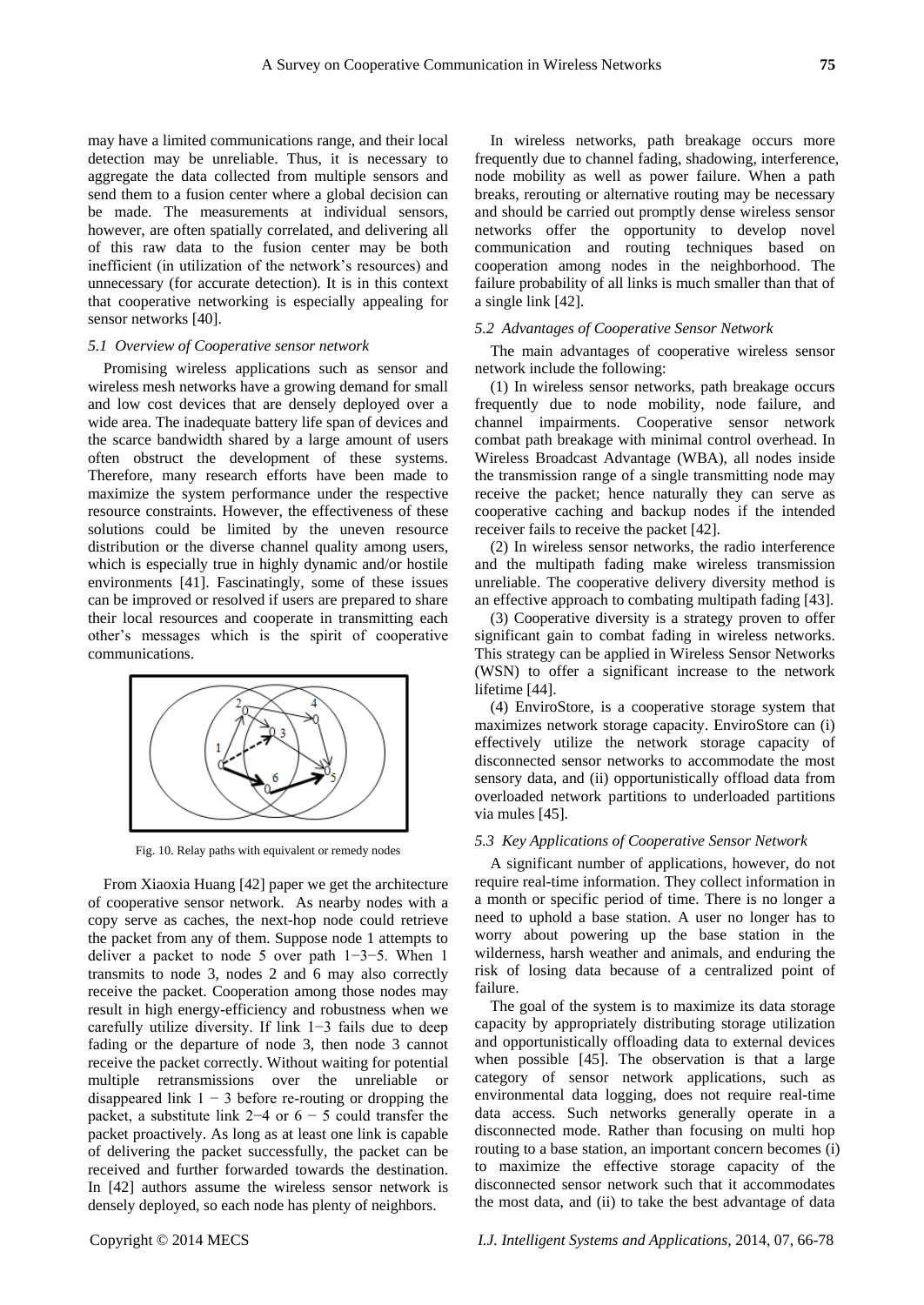may have a limited communications range, and their local detection may be unreliable. Thus, it is necessary to aggregate the data collected from multiple sensors and send them to a fusion center where a global decision can be made. The measurements at individual sensors, however, are often spatially correlated, and delivering all of this raw data to the fusion center may be both inefficient (in utilization of the network's resources) and unnecessary (for accurate detection). It is in this context that cooperative networking is especially appealing for sensor networks [40].

### *5.1 Overview of Cooperative sensor network*

Promising wireless applications such as sensor and wireless mesh networks have a growing demand for small and low cost devices that are densely deployed over a wide area. The inadequate battery life span of devices and the scarce bandwidth shared by a large amount of users often obstruct the development of these systems. Therefore, many research efforts have been made to maximize the system performance under the respective resource constraints. However, the effectiveness of these solutions could be limited by the uneven resource distribution or the diverse channel quality among users, which is especially true in highly dynamic and/or hostile environments [41]. Fascinatingly, some of these issues can be improved or resolved if users are prepared to share their local resources and cooperate in transmitting each other's messages which is the spirit of cooperative communications.

Fig. 10. Relay paths with equivalent or remedy nodes

From Xiaoxia Huang [42] paper we get the architecture of cooperative sensor network. As nearby nodes with a copy serve as caches, the next-hop node could retrieve the packet from any of them. Suppose node 1 attempts to deliver a packet to node 5 over path 1−3−5. When 1 transmits to node 3, nodes 2 and 6 may also correctly receive the packet. Cooperation among those nodes may result in high energy-efficiency and robustness when we carefully utilize diversity. If link 1−3 fails due to deep fading or the departure of node 3, then node 3 cannot receive the packet correctly. Without waiting for potential multiple retransmissions over the unreliable or disappeared link 1 − 3 before re-routing or dropping the packet, a substitute link 2−4 or 6 − 5 could transfer the packet proactively. As long as at least one link is capable of delivering the packet successfully, the packet can be received and further forwarded towards the destination. In [42] authors assume the wireless sensor network is densely deployed, so each node has plenty of neighbors.

In wireless networks, path breakage occurs more frequently due to channel fading, shadowing, interference, node mobility as well as power failure. When a path breaks, rerouting or alternative routing may be necessary and should be carried out promptly dense wireless sensor networks offer the opportunity to develop novel communication and routing techniques based on cooperation among nodes in the neighborhood. The failure probability of all links is much smaller than that of a single link [42].

### *5.2 Advantages of Cooperative Sensor Network*

The main advantages of cooperative wireless sensor network include the following:

(1) In wireless sensor networks, path breakage occurs frequently due to node mobility, node failure, and channel impairments. Cooperative sensor network combat path breakage with minimal control overhead. In Wireless Broadcast Advantage (WBA), all nodes inside the transmission range of a single transmitting node may receive the packet; hence naturally they can serve as cooperative caching and backup nodes if the intended receiver fails to receive the packet [42].

(2) In wireless sensor networks, the radio interference and the multipath fading make wireless transmission unreliable. The cooperative delivery diversity method is an effective approach to combating multipath fading [43].

(3) Cooperative diversity is a strategy proven to offer significant gain to combat fading in wireless networks. This strategy can be applied in Wireless Sensor Networks (WSN) to offer a significant increase to the network lifetime [44].

(4) EnviroStore, is a cooperative storage system that maximizes network storage capacity. EnviroStore can (i) effectively utilize the network storage capacity of disconnected sensor networks to accommodate the most sensory data, and (ii) opportunistically offload data from overloaded network partitions to underloaded partitions via mules [45].

### *5.3 Key Applications of Cooperative Sensor Network*

A significant number of applications, however, do not require real-time information. They collect information in a month or specific period of time. There is no longer a need to uphold a base station. A user no longer has to worry about powering up the base station in the wilderness, harsh weather and animals, and enduring the risk of losing data because of a centralized point of failure.

The goal of the system is to maximize its data storage capacity by appropriately distributing storage utilization and opportunistically offloading data to external devices when possible [45]. The observation is that a large category of sensor network applications, such as environmental data logging, does not require real-time data access. Such networks generally operate in a disconnected mode. Rather than focusing on multi hop routing to a base station, an important concern becomes (i) to maximize the effective storage capacity of the disconnected sensor network such that it accommodates the most data, and (ii) to take the best advantage of data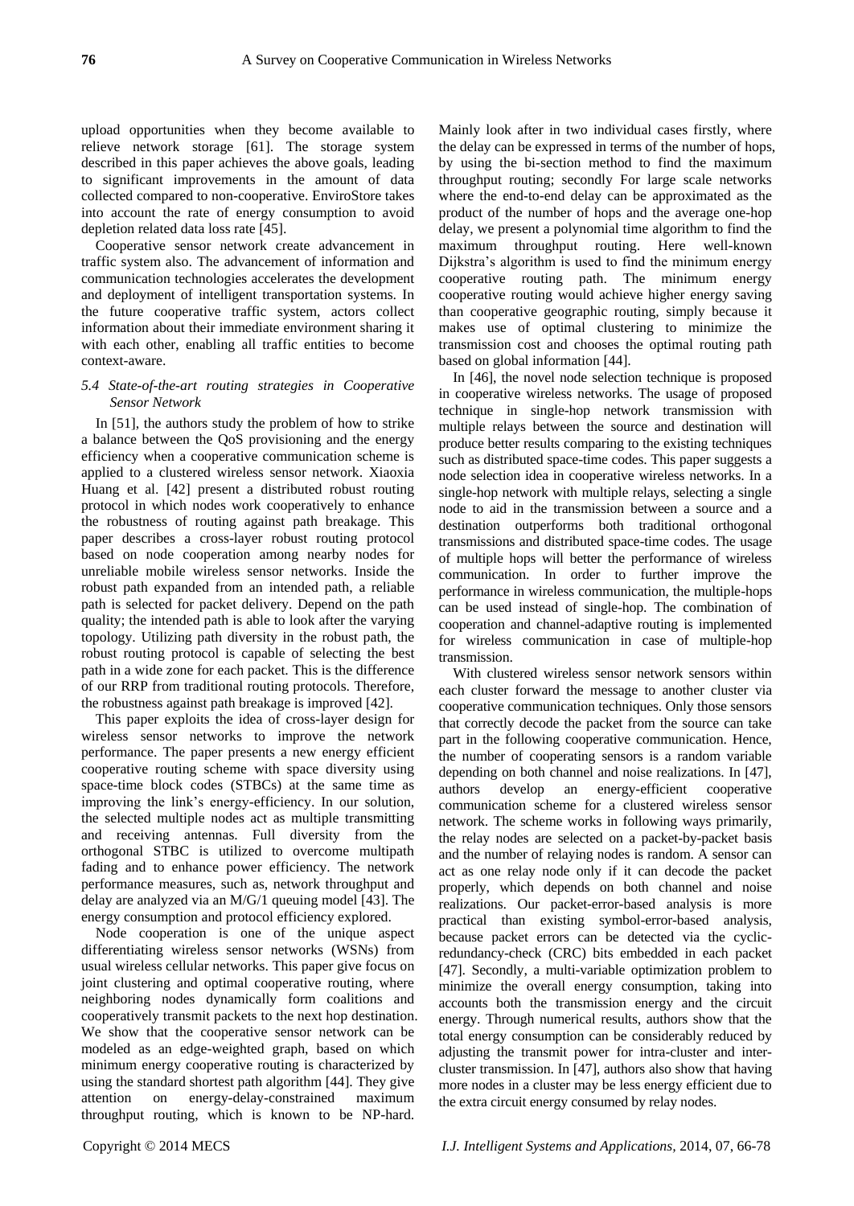upload opportunities when they become available to relieve network storage [61]. The storage system described in this paper achieves the above goals, leading to significant improvements in the amount of data collected compared to non-cooperative. EnviroStore takes into account the rate of energy consumption to avoid depletion related data loss rate [45].

Cooperative sensor network create advancement in traffic system also. The advancement of information and communication technologies accelerates the development and deployment of intelligent transportation systems. In the future cooperative traffic system, actors collect information about their immediate environment sharing it with each other, enabling all traffic entities to become context-aware.

### *5.4 State-of-the-art routing strategies in Cooperative Sensor Network*

In [51], the authors study the problem of how to strike a balance between the QoS provisioning and the energy efficiency when a cooperative communication scheme is applied to a clustered wireless sensor network. Xiaoxia Huang et al. [42] present a distributed robust routing protocol in which nodes work cooperatively to enhance the robustness of routing against path breakage. This paper describes a cross-layer robust routing protocol based on node cooperation among nearby nodes for unreliable mobile wireless sensor networks. Inside the robust path expanded from an intended path, a reliable path is selected for packet delivery. Depend on the path quality; the intended path is able to look after the varying topology. Utilizing path diversity in the robust path, the robust routing protocol is capable of selecting the best path in a wide zone for each packet. This is the difference of our RRP from traditional routing protocols. Therefore, the robustness against path breakage is improved [42].

This paper exploits the idea of cross-layer design for wireless sensor networks to improve the network performance. The paper presents a new energy efficient cooperative routing scheme with space diversity using space-time block codes (STBCs) at the same time as improving the link's energy-efficiency. In our solution, the selected multiple nodes act as multiple transmitting and receiving antennas. Full diversity from the orthogonal STBC is utilized to overcome multipath fading and to enhance power efficiency. The network performance measures, such as, network throughput and delay are analyzed via an M/G/1 queuing model [43]. The energy consumption and protocol efficiency explored.

Node cooperation is one of the unique aspect differentiating wireless sensor networks (WSNs) from usual wireless cellular networks. This paper give focus on joint clustering and optimal cooperative routing, where neighboring nodes dynamically form coalitions and cooperatively transmit packets to the next hop destination. We show that the cooperative sensor network can be modeled as an edge-weighted graph, based on which minimum energy cooperative routing is characterized by using the standard shortest path algorithm [44]. They give attention on energy-delay-constrained maximum throughput routing, which is known to be NP-hard. Mainly look after in two individual cases firstly, where the delay can be expressed in terms of the number of hops, by using the bi-section method to find the maximum throughput routing; secondly For large scale networks where the end-to-end delay can be approximated as the product of the number of hops and the average one-hop delay, we present a polynomial time algorithm to find the maximum throughput routing. Here well-known Dijkstra's algorithm is used to find the minimum energy cooperative routing path. The minimum energy cooperative routing would achieve higher energy saving than cooperative geographic routing, simply because it makes use of optimal clustering to minimize the transmission cost and chooses the optimal routing path based on global information [44].

In [46], the novel node selection technique is proposed in cooperative wireless networks. The usage of proposed technique in single-hop network transmission with multiple relays between the source and destination will produce better results comparing to the existing techniques such as distributed space-time codes. This paper suggests a node selection idea in cooperative wireless networks. In a single-hop network with multiple relays, selecting a single node to aid in the transmission between a source and a destination outperforms both traditional orthogonal transmissions and distributed space-time codes. The usage of multiple hops will better the performance of wireless communication. In order to further improve the performance in wireless communication, the multiple-hops can be used instead of single-hop. The combination of cooperation and channel-adaptive routing is implemented for wireless communication in case of multiple-hop transmission.

With clustered wireless sensor network sensors within each cluster forward the message to another cluster via cooperative communication techniques. Only those sensors that correctly decode the packet from the source can take part in the following cooperative communication. Hence, the number of cooperating sensors is a random variable depending on both channel and noise realizations. In [47], authors develop an energy-efficient cooperative communication scheme for a clustered wireless sensor network. The scheme works in following ways primarily, the relay nodes are selected on a packet-by-packet basis and the number of relaying nodes is random. A sensor can act as one relay node only if it can decode the packet properly, which depends on both channel and noise realizations. Our packet-error-based analysis is more practical than existing symbol-error-based analysis, because packet errors can be detected via the cyclic-redundancy-check (CRC) bits embedded in each packet [47]. Secondly, a multi-variable optimization problem to minimize the overall energy consumption, taking into accounts both the transmission energy and the circuit energy. Through numerical results, authors show that the total energy consumption can be considerably reduced by adjusting the transmit power for intra-cluster and inter-cluster transmission. In [47], authors also show that having more nodes in a cluster may be less energy efficient due to the extra circuit energy consumed by relay nodes.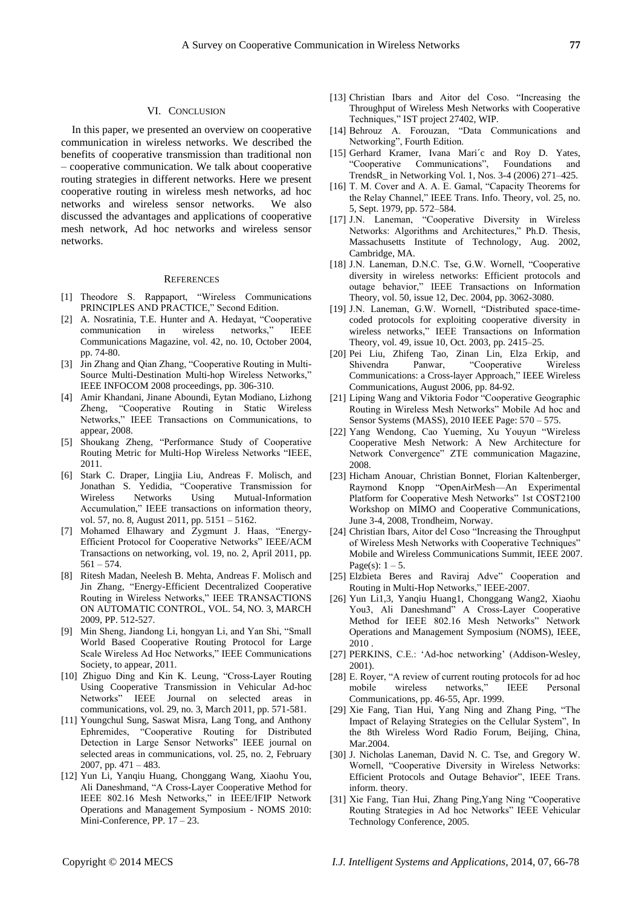## VI. Conclusion

In this paper, we presented an overview on cooperative communication in wireless networks. We described the benefits of cooperative transmission than traditional non – cooperative communication. We talk about cooperative routing strategies in different networks. Here we present cooperative routing in wireless mesh networks, ad hoc networks and wireless sensor networks. We also discussed the advantages and applications of cooperative mesh network, Ad hoc networks and wireless sensor networks.

## References

[1] Theodore S. Rappaport, "Wireless Communications PRINCIPLES AND PRACTICE," Second Edition.

[2] A. Nosratinia, T.E. Hunter and A. Hedayat, "Cooperative communication in wireless networks," IEEE Communications Magazine, vol. 42, no. 10, October 2004, pp. 74-80.

[3] Jin Zhang and Qian Zhang, "Cooperative Routing in Multi-Source Multi-Destination Multi-hop Wireless Networks," IEEE INFOCOM 2008 proceedings, pp. 306-310.

[4] Amir Khandani, Jinane Aboundi, Eytan Modiano, Lizhong Zheng, "Cooperative Routing in Static Wireless Networks," IEEE Transactions on Communications, to appear, 2008.

[5] Shoukang Zheng, "Performance Study of Cooperative Routing Metric for Multi-Hop Wireless Networks "IEEE, 2011.

[6] Stark C. Draper, Lingjia Liu, Andreas F. Molisch, and Jonathan S. Yedidia, "Cooperative Transmission for Wireless Networks Using Mutual-Information Accumulation," IEEE transactions on information theory, vol. 57, no. 8, August 2011, pp. 5151 – 5162.

[7] Mohamed Elhawary and Zygmunt J. Haas, "Energy-Efficient Protocol for Cooperative Networks" IEEE/ACM Transactions on networking, vol. 19, no. 2, April 2011, pp. 561 – 574.

[8] Ritesh Madan, Neelesh B. Mehta, Andreas F. Molisch and Jin Zhang, "Energy-Efficient Decentralized Cooperative Routing in Wireless Networks," IEEE TRANSACTIONS ON AUTOMATIC CONTROL, VOL. 54, NO. 3, MARCH 2009, PP. 512-527.

[9] Min Sheng, Jiandong Li, hongyan Li, and Yan Shi, "Small World Based Cooperative Routing Protocol for Large Scale Wireless Ad Hoc Networks," IEEE Communications Society, to appear, 2011.

[10] Zhiguo Ding and Kin K. Leung, "Cross-Layer Routing Using Cooperative Transmission in Vehicular Ad-hoc Networks" IEEE Journal on selected areas in communications, vol. 29, no. 3, March 2011, pp. 571-581.

[11] Youngchul Sung, Saswat Misra, Lang Tong, and Anthony Ephremides, "Cooperative Routing for Distributed Detection in Large Sensor Networks" IEEE journal on selected areas in communications, vol. 25, no. 2, February 2007, pp. 471 – 483.

[12] Yun Li, Yanqiu Huang, Chonggang Wang, Xiaohu You, Ali Daneshmand, "A Cross-Layer Cooperative Method for IEEE 802.16 Mesh Networks," in IEEE/IFIP Network Operations and Management Symposium - NOMS 2010: Mini-Conference, PP. 17 – 23.

[13] Christian Ibars and Aitor del Coso. "Increasing the Throughput of Wireless Mesh Networks with Cooperative Techniques," IST project 27402, WIP.

[14] Behrouz A. Forouzan, "Data Communications and Networking", Fourth Edition.

[15] Gerhard Kramer, Ivana Mari´c and Roy D. Yates, "Cooperative Communications", Foundations and TrendsR_ in Networking Vol. 1, Nos. 3-4 (2006) 271–425.

[16] T. M. Cover and A. A. E. Gamal, "Capacity Theorems for the Relay Channel," IEEE Trans. Info. Theory, vol. 25, no. 5, Sept. 1979, pp. 572–584.

[17] J.N. Laneman, "Cooperative Diversity in Wireless Networks: Algorithms and Architectures," Ph.D. Thesis, Massachusetts Institute of Technology, Aug. 2002, Cambridge, MA.

[18] J.N. Laneman, D.N.C. Tse, G.W. Wornell, "Cooperative diversity in wireless networks: Efficient protocols and outage behavior," IEEE Transactions on Information Theory, vol. 50, issue 12, Dec. 2004, pp. 3062-3080.

[19] J.N. Laneman, G.W. Wornell, "Distributed space-time-coded protocols for exploiting cooperative diversity in wireless networks," IEEE Transactions on Information Theory, vol. 49, issue 10, Oct. 2003, pp. 2415–25.

[20] Pei Liu, Zhifeng Tao, Zinan Lin, Elza Erkip, and Shivendra Panwar, "Cooperative Wireless Communications: a Cross-layer Approach," IEEE Wireless Communications, August 2006, pp. 84-92.

[21] Liping Wang and Viktoria Fodor "Cooperative Geographic Routing in Wireless Mesh Networks" Mobile Ad hoc and Sensor Systems (MASS), 2010 IEEE Page: 570 – 575.

[22] Yang Wendong, Cao Yueming, Xu Youyun "Wireless Cooperative Mesh Network: A New Architecture for Network Convergence" ZTE communication Magazine, 2008.

[23] Hicham Anouar, Christian Bonnet, Florian Kaltenberger, Raymond Knopp "OpenAirMesh—An Experimental Platform for Cooperative Mesh Networks" 1st COST2100 Workshop on MIMO and Cooperative Communications, June 3-4, 2008, Trondheim, Norway.

[24] Christian Ibars, Aitor del Coso "Increasing the Throughput of Wireless Mesh Networks with Cooperative Techniques" Mobile and Wireless Communications Summit, IEEE 2007. Page(s): 1 – 5.

[25] Elzbieta Beres and Raviraj Adve" Cooperation and Routing in Multi-Hop Networks," IEEE-2007.

[26] Yun Li1,3, Yanqiu Huang1, Chonggang Wang2, Xiaohu You3, Ali Daneshmand" A Cross-Layer Cooperative Method for IEEE 802.16 Mesh Networks" Network Operations and Management Symposium (NOMS), IEEE, 2010 .

[27] PERKINS, C.E.: 'Ad-hoc networking' (Addison-Wesley, 2001).

[28] E. Royer, "A review of current routing protocols for ad hoc mobile wireless networks," IEEE Personal Communications, pp. 46-55, Apr. 1999.

[29] Xie Fang, Tian Hui, Yang Ning and Zhang Ping, "The Impact of Relaying Strategies on the Cellular System", In the 8th Wireless Word Radio Forum, Beijing, China, Mar.2004.

[30] J. Nicholas Laneman, David N. C. Tse, and Gregory W. Wornell, "Cooperative Diversity in Wireless Networks: Efficient Protocols and Outage Behavior", IEEE Trans. inform. theory.

[31] Xie Fang, Tian Hui, Zhang Ping,Yang Ning "Cooperative Routing Strategies in Ad hoc Networks" IEEE Vehicular Technology Conference, 2005.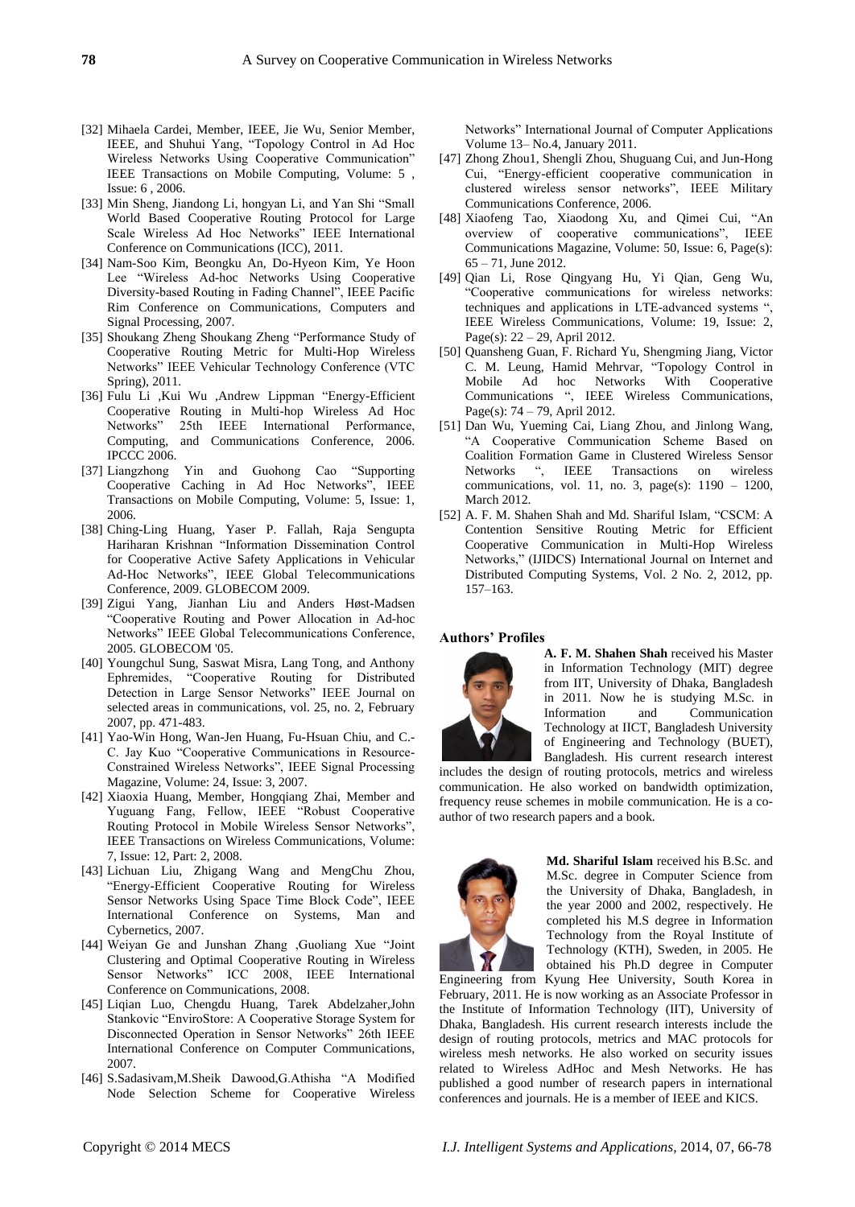[32] Mihaela Cardei, Member, IEEE, Jie Wu, Senior Member, IEEE, and Shuhui Yang, "Topology Control in Ad Hoc Wireless Networks Using Cooperative Communication" IEEE Transactions on Mobile Computing, Volume: 5 , Issue: 6 , 2006.

[33] Min Sheng, Jiandong Li, hongyan Li, and Yan Shi "Small World Based Cooperative Routing Protocol for Large Scale Wireless Ad Hoc Networks" IEEE International Conference on Communications (ICC), 2011.

[34] Nam-Soo Kim, Beongku An, Do-Hyeon Kim, Ye Hoon Lee "Wireless Ad-hoc Networks Using Cooperative Diversity-based Routing in Fading Channel", IEEE Pacific Rim Conference on Communications, Computers and Signal Processing, 2007.

[35] Shoukang Zheng Shoukang Zheng "Performance Study of Cooperative Routing Metric for Multi-Hop Wireless Networks" IEEE Vehicular Technology Conference (VTC Spring), 2011.

[36] Fulu Li ,Kui Wu ,Andrew Lippman "Energy-Efficient Cooperative Routing in Multi-hop Wireless Ad Hoc Networks" 25th IEEE International Performance, Computing, and Communications Conference, 2006. IPCCC 2006.

[37] Liangzhong Yin and Guohong Cao "Supporting Cooperative Caching in Ad Hoc Networks", IEEE Transactions on Mobile Computing, Volume: 5, Issue: 1, 2006.

[38] Ching-Ling Huang, Yaser P. Fallah, Raja Sengupta Hariharan Krishnan "Information Dissemination Control for Cooperative Active Safety Applications in Vehicular Ad-Hoc Networks", IEEE Global Telecommunications Conference, 2009. GLOBECOM 2009.

[39] Zigui Yang, Jianhan Liu and Anders Høst-Madsen "Cooperative Routing and Power Allocation in Ad-hoc Networks" IEEE Global Telecommunications Conference, 2005. GLOBECOM '05.

[40] Youngchul Sung, Saswat Misra, Lang Tong, and Anthony Ephremides, "Cooperative Routing for Distributed Detection in Large Sensor Networks" IEEE Journal on selected areas in communications, vol. 25, no. 2, February 2007, pp. 471-483.

[41] Yao-Win Hong, Wan-Jen Huang, Fu-Hsuan Chiu, and C.-C. Jay Kuo "Cooperative Communications in Resource-Constrained Wireless Networks", IEEE Signal Processing Magazine, Volume: 24, Issue: 3, 2007.

[42] Xiaoxia Huang, Member, Hongqiang Zhai, Member and Yuguang Fang, Fellow, IEEE "Robust Cooperative Routing Protocol in Mobile Wireless Sensor Networks", IEEE Transactions on Wireless Communications, Volume: 7, Issue: 12, Part: 2, 2008.

[43] Lichuan Liu, Zhigang Wang and MengChu Zhou, "Energy-Efficient Cooperative Routing for Wireless Sensor Networks Using Space Time Block Code", IEEE International Conference on Systems, Man and Cybernetics, 2007.

[44] Weiyan Ge and Junshan Zhang ,Guoliang Xue "Joint Clustering and Optimal Cooperative Routing in Wireless Sensor Networks" ICC 2008, IEEE International Conference on Communications, 2008.

[45] Liqian Luo, Chengdu Huang, Tarek Abdelzaher,John Stankovic "EnviroStore: A Cooperative Storage System for Disconnected Operation in Sensor Networks" 26th IEEE International Conference on Computer Communications, 2007.

[46] S.Sadasivam,M.Sheik Dawood,G.Athisha "A Modified Node Selection Scheme for Cooperative Wireless Networks" International Journal of Computer Applications Volume 13– No.4, January 2011.

[47] Zhong Zhou1, Shengli Zhou, Shuguang Cui, and Jun-Hong Cui, "Energy-efficient cooperative communication in clustered wireless sensor networks", IEEE Military Communications Conference, 2006.

[48] Xiaofeng Tao, Xiaodong Xu, and Qimei Cui, "An overview of cooperative communications", IEEE Communications Magazine, Volume: 50, Issue: 6, Page(s): 65 – 71, June 2012.

[49] Qian Li, Rose Qingyang Hu, Yi Qian, Geng Wu, "Cooperative communications for wireless networks: techniques and applications in LTE-advanced systems ", IEEE Wireless Communications, Volume: 19, Issue: 2, Page(s): 22 – 29, April 2012.

[50] Quansheng Guan, F. Richard Yu, Shengming Jiang, Victor C. M. Leung, Hamid Mehrvar, "Topology Control in Mobile Ad hoc Networks With Cooperative Communications ", IEEE Wireless Communications, Page(s): 74 – 79, April 2012.

[51] Dan Wu, Yueming Cai, Liang Zhou, and Jinlong Wang, "A Cooperative Communication Scheme Based on Coalition Formation Game in Clustered Wireless Sensor Networks ", IEEE Transactions on wireless communications, vol. 11, no. 3, page(s): 1190 – 1200, March 2012.

[52] A. F. M. Shahen Shah and Md. Shariful Islam, "CSCM: A Contention Sensitive Routing Metric for Efficient Cooperative Communication in Multi-Hop Wireless Networks," (IJIDCS) International Journal on Internet and Distributed Computing Systems, Vol. 2 No. 2, 2012, pp. 157–163.

## Authors' Profiles

**A. F. M. Shahen Shah** received his Master in Information Technology (MIT) degree from IIT, University of Dhaka, Bangladesh in 2011. Now he is studying M.Sc. in Information and Communication Technology at IICT, Bangladesh University of Engineering and Technology (BUET), Bangladesh. His current research interest includes the design of routing protocols, metrics and wireless communication. He also worked on bandwidth optimization, frequency reuse schemes in mobile communication. He is a co-author of two research papers and a book.

**Md. Shariful Islam** received his B.Sc. and M.Sc. degree in Computer Science from the University of Dhaka, Bangladesh, in the year 2000 and 2002, respectively. He completed his M.S degree in Information Technology from the Royal Institute of Technology (KTH), Sweden, in 2005. He obtained his Ph.D degree in Computer Engineering from Kyung Hee University, South Korea in February, 2011. He is now working as an Associate Professor in the Institute of Information Technology (IIT), University of Dhaka, Bangladesh. His current research interests include the design of routing protocols, metrics and MAC protocols for wireless mesh networks. He also worked on security issues related to Wireless AdHoc and Mesh Networks. He has published a good number of research papers in international conferences and journals. He is a member of IEEE and KICS.